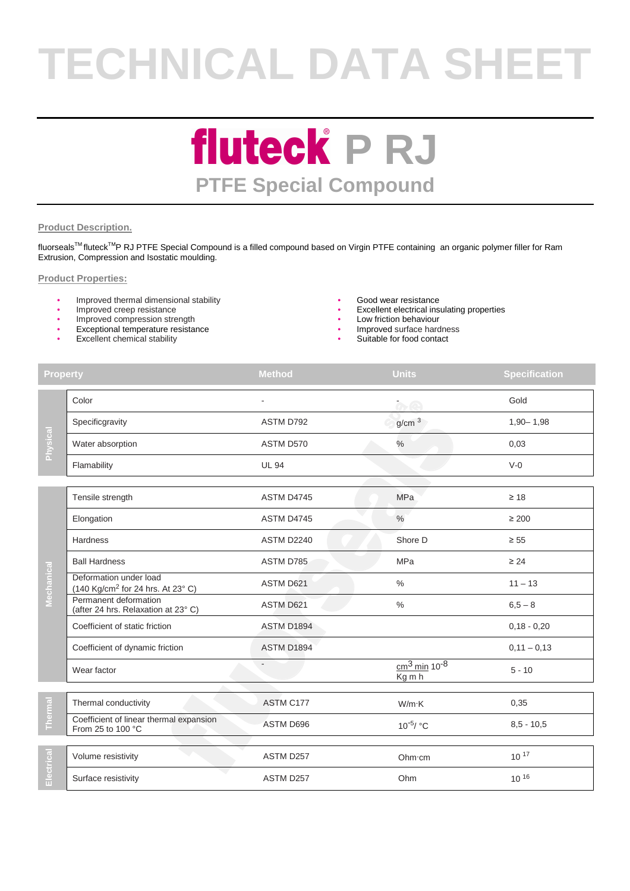# TECHNICAL DATA SHEET

## fluteck® P RJ

### PTFE Special Compound

**Product Description.**

fluorseals™ fluteck™P RJ PTFE Special Compound is a filled compound based on Virgin PTFE containing an organic polymer filler for Ram Extrusion, Compression and Isostatic moulding.

**Product Properties:**

- Improved thermal dimensional stability
- Improved creep resistance
- Improved compression strength
- Exceptional temperature resistance
- Excellent chemical stability
- Good wear resistance
- Excellent electrical insulating properties
- Low friction behaviour
- Improved surface hardness
- Suitable for food contact

| | Property | Method | Units | Specification |
|---|---|---|---|---|
| Physical | Color | - | - | Gold |
| | Specificgravity | ASTM D792 | g/cm $^3$ | 1,90– 1,98 |
| | Water absorption | ASTM D570 | % | 0,03 |
| | Flamability | UL 94 | | V-0 |
| Mechanical | Tensile strength | ASTM D4745 | MPa | ≥ 18 |
| | Elongation | ASTM D4745 | % | ≥ 200 |
| | Hardness | ASTM D2240 | Shore D | ≥ 55 |
| | Ball Hardness | ASTM D785 | MPa | ≥ 24 |
| | Deformation under load (140 Kg/cm$^2$ for 24 hrs. At 23° C) | ASTM D621 | % | 11 – 13 |
| | Permanent deformation (after 24 hrs. Relaxation at 23° C) | ASTM D621 | % | 6,5 – 8 |
| | Coefficient of static friction | ASTM D1894 | | 0,18 - 0,20 |
| | Coefficient of dynamic friction | ASTM D1894 | | 0,11 – 0,13 |
| | Wear factor | - | $\frac{cm^3 \, min}{Kg \, m \, h} 10^{-8}$ | 5 - 10 |
| Thermal | Thermal conductivity | ASTM C177 | W/m·K | 0,35 |
| | Coefficient of linear thermal expansion From 25 to 100 °C | ASTM D696 | $10^{-5}$/ °C | 8,5 - 10,5 |
| Electrical | Volume resistivity | ASTM D257 | Ohm·cm | $10^{17}$ |
| | Surface resistivity | ASTM D257 | Ohm | $10^{16}$ |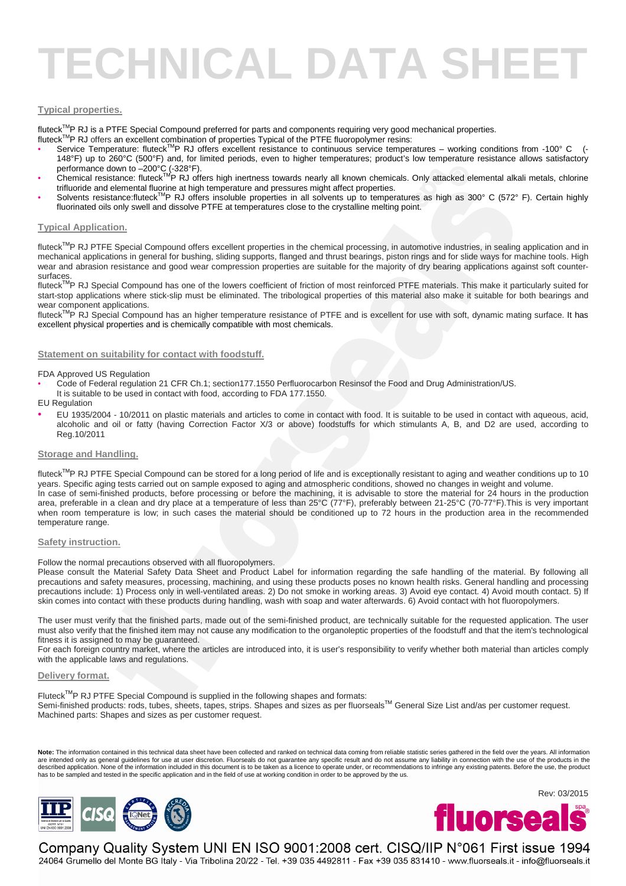# TECHNICAL DATA SHEET

## Typical properties.

fluteck™P RJ is a PTFE Special Compound preferred for parts and components requiring very good mechanical properties.
fluteck™P RJ offers an excellent combination of properties Typical of the PTFE fluoropolymer resins:

- Service Temperature: fluteck™P RJ offers excellent resistance to continuous service temperatures – working conditions from -100° C (-148°F) up to 260°C (500°F) and, for limited periods, even to higher temperatures; product's low temperature resistance allows satisfactory performance down to –200°C (-328°F).
- Chemical resistance: fluteck™P RJ offers high inertness towards nearly all known chemicals. Only attacked elemental alkali metals, chlorine trifluoride and elemental fluorine at high temperature and pressures might affect properties.
- Solvents resistance:fluteck™P RJ offers insoluble properties in all solvents up to temperatures as high as 300° C (572° F). Certain highly fluorinated oils only swell and dissolve PTFE at temperatures close to the crystalline melting point.

## Typical Application.

fluteck™P RJ PTFE Special Compound offers excellent properties in the chemical processing, in automotive industries, in sealing application and in mechanical applications in general for bushing, sliding supports, flanged and thrust bearings, piston rings and for slide ways for machine tools. High wear and abrasion resistance and good wear compression properties are suitable for the majority of dry bearing applications against soft counter-surfaces.
fluteck™P RJ Special Compound has one of the lowers coefficient of friction of most reinforced PTFE materials. This make it particularly suited for start-stop applications where stick-slip must be eliminated. The tribological properties of this material also make it suitable for both bearings and wear component applications.
fluteck™P RJ Special Compound has an higher temperature resistance of PTFE and is excellent for use with soft, dynamic mating surface. It has excellent physical properties and is chemically compatible with most chemicals.

## Statement on suitability for contact with foodstuff.

FDA Approved US Regulation

- Code of Federal regulation 21 CFR Ch.1; section177.1550 Perfluorocarbon Resinsof the Food and Drug Administration/US.
  It is suitable to be used in contact with food, according to FDA 177.1550.

EU Regulation

- EU 1935/2004 - 10/2011 on plastic materials and articles to come in contact with food. It is suitable to be used in contact with aqueous, acid, alcoholic and oil or fatty (having Correction Factor X/3 or above) foodstuffs for which stimulants A, B, and D2 are used, according to Reg.10/2011

## Storage and Handling.

fluteck™P RJ PTFE Special Compound can be stored for a long period of life and is exceptionally resistant to aging and weather conditions up to 10 years. Specific aging tests carried out on sample exposed to aging and atmospheric conditions, showed no changes in weight and volume.
In case of semi-finished products, before processing or before the machining, it is advisable to store the material for 24 hours in the production area, preferable in a clean and dry place at a temperature of less than 25°C (77°F), preferably between 21-25°C (70-77°F).This is very important when room temperature is low; in such cases the material should be conditioned up to 72 hours in the production area in the recommended temperature range.

## Safety instruction.

Follow the normal precautions observed with all fluoropolymers.
Please consult the Material Safety Data Sheet and Product Label for information regarding the safe handling of the material. By following all precautions and safety measures, processing, machining, and using these products poses no known health risks. General handling and processing precautions include: 1) Process only in well-ventilated areas. 2) Do not smoke in working areas. 3) Avoid eye contact. 4) Avoid mouth contact. 5) If skin comes into contact with these products during handling, wash with soap and water afterwards. 6) Avoid contact with hot fluoropolymers.

The user must verify that the finished parts, made out of the semi-finished product, are technically suitable for the requested application. The user must also verify that the finished item may not cause any modification to the organoleptic properties of the foodstuff and that the item's technological fitness it is assigned to may be guaranteed.
For each foreign country market, where the articles are introduced into, it is user's responsibility to verify whether both material than articles comply with the applicable laws and regulations.

## Delivery format.

Fluteck™P RJ PTFE Special Compound is supplied in the following shapes and formats:
Semi-finished products: rods, tubes, sheets, tapes, strips. Shapes and sizes as per fluorseals™ General Size List and/as per customer request.
Machined parts: Shapes and sizes as per customer request.

**Note:** The information contained in this technical data sheet have been collected and ranked on technical data coming from reliable statistic series gathered in the field over the years. All information are intended only as general guidelines for use at user discretion. Fluorseals do not guarantee any specific result and do not assume any liability in connection with the use of the products in the described application. None of the information included in this document is to be taken as a licence to operate under, or recommendations to infringe any existing patents. Before the use, the product has to be sampled and tested in the specific application and in the field of use at working condition in order to be approved by the us.

Rev: 03/2015

Company Quality System UNI EN ISO 9001:2008 cert. CISQ/IIP N°061 First issue 1994
24064 Grumello del Monte BG Italy - Via Tribolina 20/22 - Tel. +39 035 4492811 - Fax +39 035 831410 - www.fluorseals.it - info@fluorseals.it